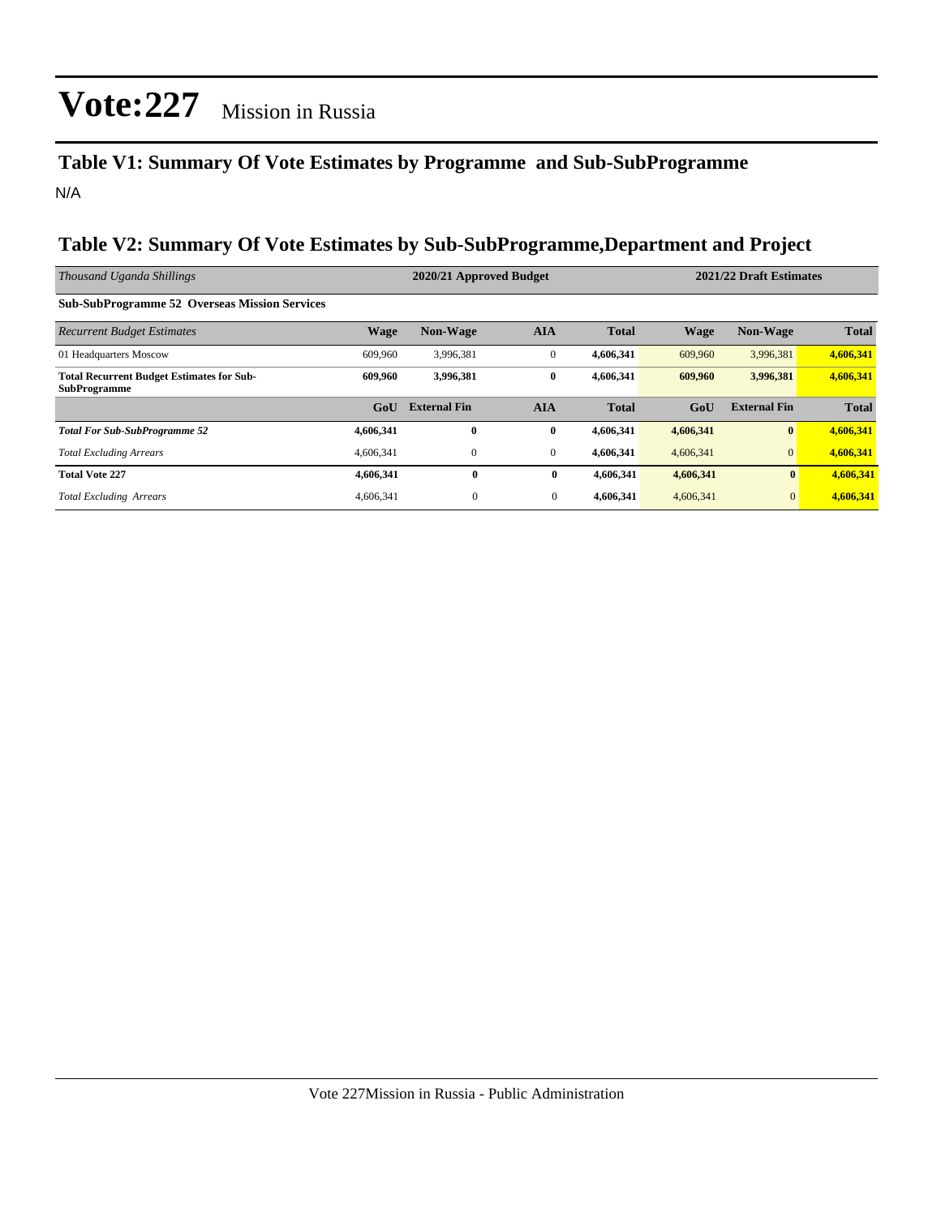# Vote:227 Mission in Russia

## Table V1: Summary Of Vote Estimates by Programme and Sub-SubProgramme

N/A

## Table V2: Summary Of Vote Estimates by Sub-SubProgramme,Department and Project

| *Thousand Uganda Shillings* | 2020/21 Approved Budget | | | | 2021/22 Draft Estimates | | |
|---|---|---|---|---|---|---|---|
| **Sub-SubProgramme 52 Overseas Mission Services** | | | | | | | |
| *Recurrent Budget Estimates* | **Wage** | **Non-Wage** | **AIA** | **Total** | **Wage** | **Non-Wage** | **Total** |
| 01 Headquarters Moscow | 609,960 | 3,996,381 | 0 | **4,606,341** | 609,960 | 3,996,381 | **4,606,341** |
| **Total Recurrent Budget Estimates for Sub-SubProgramme** | **609,960** | **3,996,381** | **0** | **4,606,341** | **609,960** | **3,996,381** | **4,606,341** |
| | **GoU** | **External Fin** | **AIA** | **Total** | **GoU** | **External Fin** | **Total** |
| ***Total For Sub-SubProgramme 52*** | **4,606,341** | **0** | **0** | **4,606,341** | **4,606,341** | **0** | **4,606,341** |
| *Total Excluding Arrears* | 4,606,341 | 0 | 0 | **4,606,341** | 4,606,341 | 0 | **4,606,341** |
| **Total Vote 227** | **4,606,341** | **0** | **0** | **4,606,341** | **4,606,341** | **0** | **4,606,341** |
| *Total Excluding Arrears* | 4,606,341 | 0 | 0 | **4,606,341** | 4,606,341 | 0 | **4,606,341** |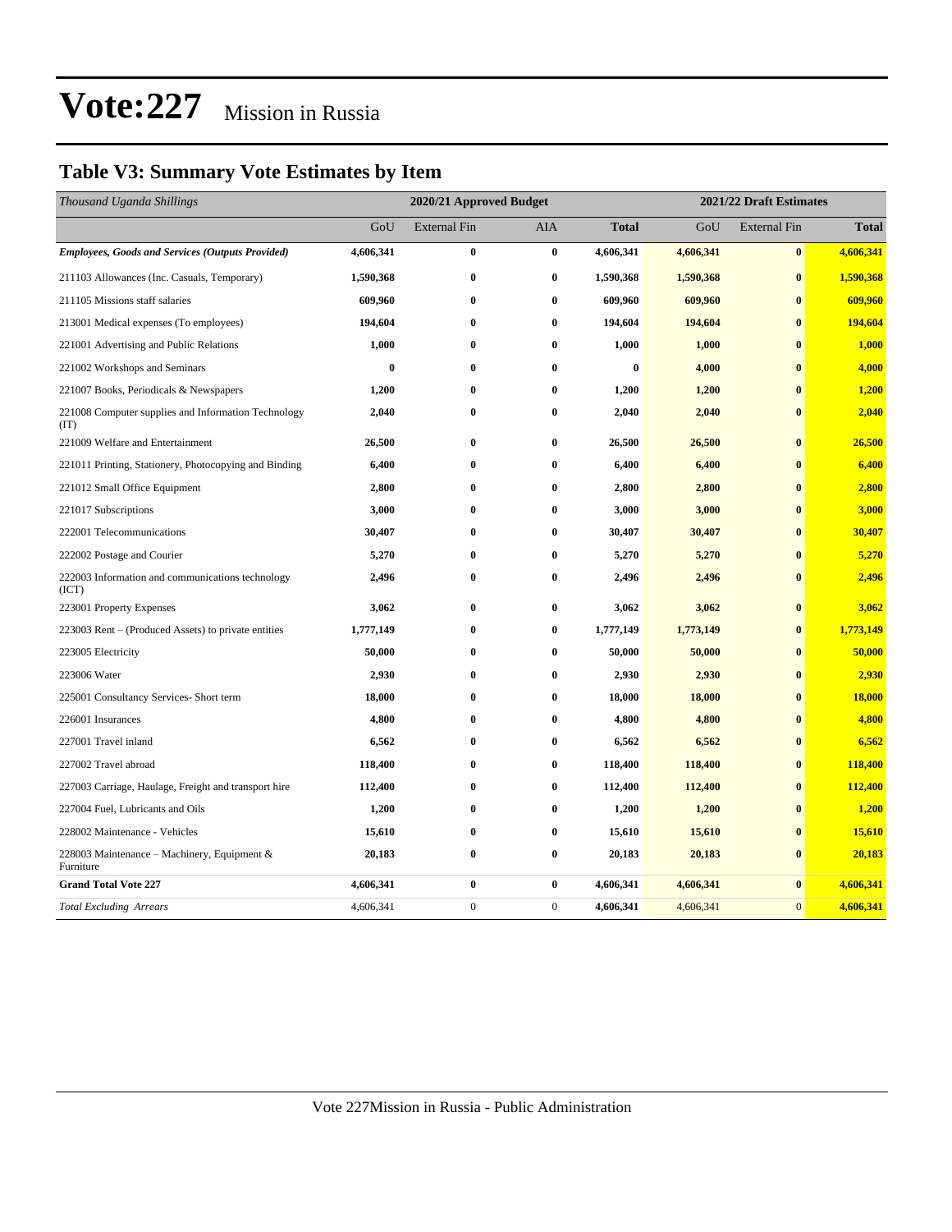# Vote:227 Mission in Russia

## Table V3: Summary Vote Estimates by Item

| *Thousand Uganda Shillings* | 2020/21 Approved Budget | | | | 2021/22 Draft Estimates | | |
|---|---|---|---|---|---|---|---|
| | GoU | External Fin | AIA | **Total** | GoU | External Fin | **Total** |
| ***Employees, Goods and Services (Outputs Provided)*** | **4,606,341** | **0** | **0** | **4,606,341** | **4,606,341** | **0** | **4,606,341** |
| 211103 Allowances (Inc. Casuals, Temporary) | **1,590,368** | **0** | **0** | **1,590,368** | **1,590,368** | **0** | **1,590,368** |
| 211105 Missions staff salaries | **609,960** | **0** | **0** | **609,960** | **609,960** | **0** | **609,960** |
| 213001 Medical expenses (To employees) | **194,604** | **0** | **0** | **194,604** | **194,604** | **0** | **194,604** |
| 221001 Advertising and Public Relations | **1,000** | **0** | **0** | **1,000** | **1,000** | **0** | **1,000** |
| 221002 Workshops and Seminars | **0** | **0** | **0** | **0** | **4,000** | **0** | **4,000** |
| 221007 Books, Periodicals & Newspapers | **1,200** | **0** | **0** | **1,200** | **1,200** | **0** | **1,200** |
| 221008 Computer supplies and Information Technology (IT) | **2,040** | **0** | **0** | **2,040** | **2,040** | **0** | **2,040** |
| 221009 Welfare and Entertainment | **26,500** | **0** | **0** | **26,500** | **26,500** | **0** | **26,500** |
| 221011 Printing, Stationery, Photocopying and Binding | **6,400** | **0** | **0** | **6,400** | **6,400** | **0** | **6,400** |
| 221012 Small Office Equipment | **2,800** | **0** | **0** | **2,800** | **2,800** | **0** | **2,800** |
| 221017 Subscriptions | **3,000** | **0** | **0** | **3,000** | **3,000** | **0** | **3,000** |
| 222001 Telecommunications | **30,407** | **0** | **0** | **30,407** | **30,407** | **0** | **30,407** |
| 222002 Postage and Courier | **5,270** | **0** | **0** | **5,270** | **5,270** | **0** | **5,270** |
| 222003 Information and communications technology (ICT) | **2,496** | **0** | **0** | **2,496** | **2,496** | **0** | **2,496** |
| 223001 Property Expenses | **3,062** | **0** | **0** | **3,062** | **3,062** | **0** | **3,062** |
| 223003 Rent – (Produced Assets) to private entities | **1,777,149** | **0** | **0** | **1,777,149** | **1,773,149** | **0** | **1,773,149** |
| 223005 Electricity | **50,000** | **0** | **0** | **50,000** | **50,000** | **0** | **50,000** |
| 223006 Water | **2,930** | **0** | **0** | **2,930** | **2,930** | **0** | **2,930** |
| 225001 Consultancy Services- Short term | **18,000** | **0** | **0** | **18,000** | **18,000** | **0** | **18,000** |
| 226001 Insurances | **4,800** | **0** | **0** | **4,800** | **4,800** | **0** | **4,800** |
| 227001 Travel inland | **6,562** | **0** | **0** | **6,562** | **6,562** | **0** | **6,562** |
| 227002 Travel abroad | **118,400** | **0** | **0** | **118,400** | **118,400** | **0** | **118,400** |
| 227003 Carriage, Haulage, Freight and transport hire | **112,400** | **0** | **0** | **112,400** | **112,400** | **0** | **112,400** |
| 227004 Fuel, Lubricants and Oils | **1,200** | **0** | **0** | **1,200** | **1,200** | **0** | **1,200** |
| 228002 Maintenance - Vehicles | **15,610** | **0** | **0** | **15,610** | **15,610** | **0** | **15,610** |
| 228003 Maintenance – Machinery, Equipment & Furniture | **20,183** | **0** | **0** | **20,183** | **20,183** | **0** | **20,183** |
| **Grand Total Vote 227** | **4,606,341** | **0** | **0** | **4,606,341** | **4,606,341** | **0** | **4,606,341** |
| *Total Excluding Arrears* | 4,606,341 | 0 | 0 | **4,606,341** | 4,606,341 | 0 | **4,606,341** |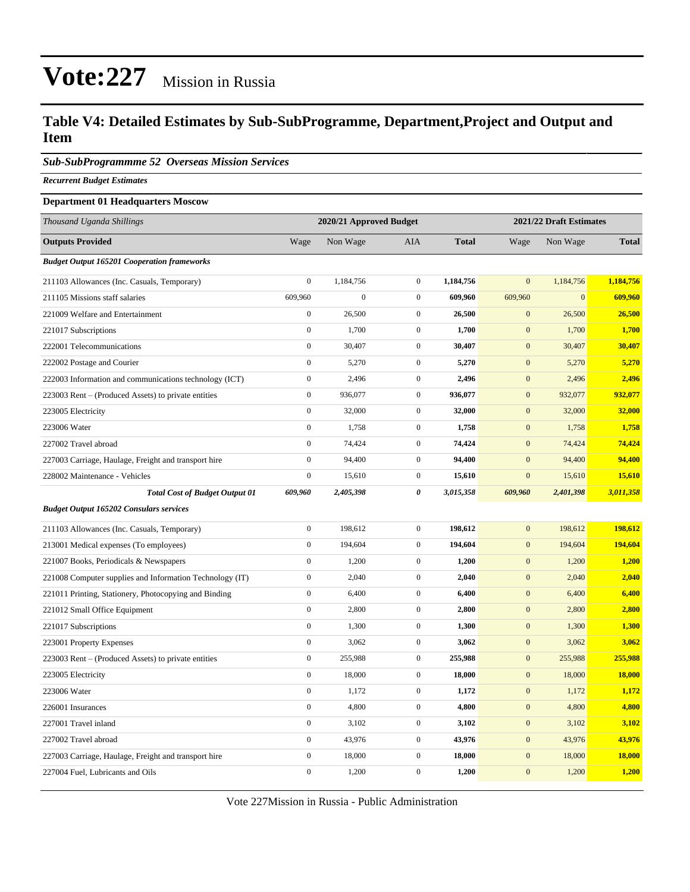# Vote:227 Mission in Russia

## Table V4: Detailed Estimates by Sub-SubProgramme, Department,Project and Output and Item

### *Sub-SubProgrammme 52 Overseas Mission Services*

***Recurrent Budget Estimates***

**Department 01 Headquarters Moscow**

| *Thousand Uganda Shillings* | 2020/21 Approved Budget | | | | 2021/22 Draft Estimates | | |
|---|---|---|---|---|---|---|---|
| **Outputs Provided** | Wage | Non Wage | AIA | **Total** | Wage | Non Wage | **Total** |
| ***Budget Output 165201 Cooperation frameworks*** | | | | | | | |
| 211103 Allowances (Inc. Casuals, Temporary) | 0 | 1,184,756 | 0 | **1,184,756** | 0 | 1,184,756 | **1,184,756** |
| 211105 Missions staff salaries | 609,960 | 0 | 0 | **609,960** | 609,960 | 0 | **609,960** |
| 221009 Welfare and Entertainment | 0 | 26,500 | 0 | **26,500** | 0 | 26,500 | **26,500** |
| 221017 Subscriptions | 0 | 1,700 | 0 | **1,700** | 0 | 1,700 | **1,700** |
| 222001 Telecommunications | 0 | 30,407 | 0 | **30,407** | 0 | 30,407 | **30,407** |
| 222002 Postage and Courier | 0 | 5,270 | 0 | **5,270** | 0 | 5,270 | **5,270** |
| 222003 Information and communications technology (ICT) | 0 | 2,496 | 0 | **2,496** | 0 | 2,496 | **2,496** |
| 223003 Rent – (Produced Assets) to private entities | 0 | 936,077 | 0 | **936,077** | 0 | 932,077 | **932,077** |
| 223005 Electricity | 0 | 32,000 | 0 | **32,000** | 0 | 32,000 | **32,000** |
| 223006 Water | 0 | 1,758 | 0 | **1,758** | 0 | 1,758 | **1,758** |
| 227002 Travel abroad | 0 | 74,424 | 0 | **74,424** | 0 | 74,424 | **74,424** |
| 227003 Carriage, Haulage, Freight and transport hire | 0 | 94,400 | 0 | **94,400** | 0 | 94,400 | **94,400** |
| 228002 Maintenance - Vehicles | 0 | 15,610 | 0 | **15,610** | 0 | 15,610 | **15,610** |
| ***Total Cost of Budget Output 01*** | ***609,960*** | ***2,405,398*** | ***0*** | ***3,015,358*** | ***609,960*** | ***2,401,398*** | ***3,011,358*** |
| ***Budget Output 165202 Consulars services*** | | | | | | | |
| 211103 Allowances (Inc. Casuals, Temporary) | 0 | 198,612 | 0 | **198,612** | 0 | 198,612 | **198,612** |
| 213001 Medical expenses (To employees) | 0 | 194,604 | 0 | **194,604** | 0 | 194,604 | **194,604** |
| 221007 Books, Periodicals & Newspapers | 0 | 1,200 | 0 | **1,200** | 0 | 1,200 | **1,200** |
| 221008 Computer supplies and Information Technology (IT) | 0 | 2,040 | 0 | **2,040** | 0 | 2,040 | **2,040** |
| 221011 Printing, Stationery, Photocopying and Binding | 0 | 6,400 | 0 | **6,400** | 0 | 6,400 | **6,400** |
| 221012 Small Office Equipment | 0 | 2,800 | 0 | **2,800** | 0 | 2,800 | **2,800** |
| 221017 Subscriptions | 0 | 1,300 | 0 | **1,300** | 0 | 1,300 | **1,300** |
| 223001 Property Expenses | 0 | 3,062 | 0 | **3,062** | 0 | 3,062 | **3,062** |
| 223003 Rent – (Produced Assets) to private entities | 0 | 255,988 | 0 | **255,988** | 0 | 255,988 | **255,988** |
| 223005 Electricity | 0 | 18,000 | 0 | **18,000** | 0 | 18,000 | **18,000** |
| 223006 Water | 0 | 1,172 | 0 | **1,172** | 0 | 1,172 | **1,172** |
| 226001 Insurances | 0 | 4,800 | 0 | **4,800** | 0 | 4,800 | **4,800** |
| 227001 Travel inland | 0 | 3,102 | 0 | **3,102** | 0 | 3,102 | **3,102** |
| 227002 Travel abroad | 0 | 43,976 | 0 | **43,976** | 0 | 43,976 | **43,976** |
| 227003 Carriage, Haulage, Freight and transport hire | 0 | 18,000 | 0 | **18,000** | 0 | 18,000 | **18,000** |
| 227004 Fuel, Lubricants and Oils | 0 | 1,200 | 0 | **1,200** | 0 | 1,200 | **1,200** |

Vote 227Mission in Russia - Public Administration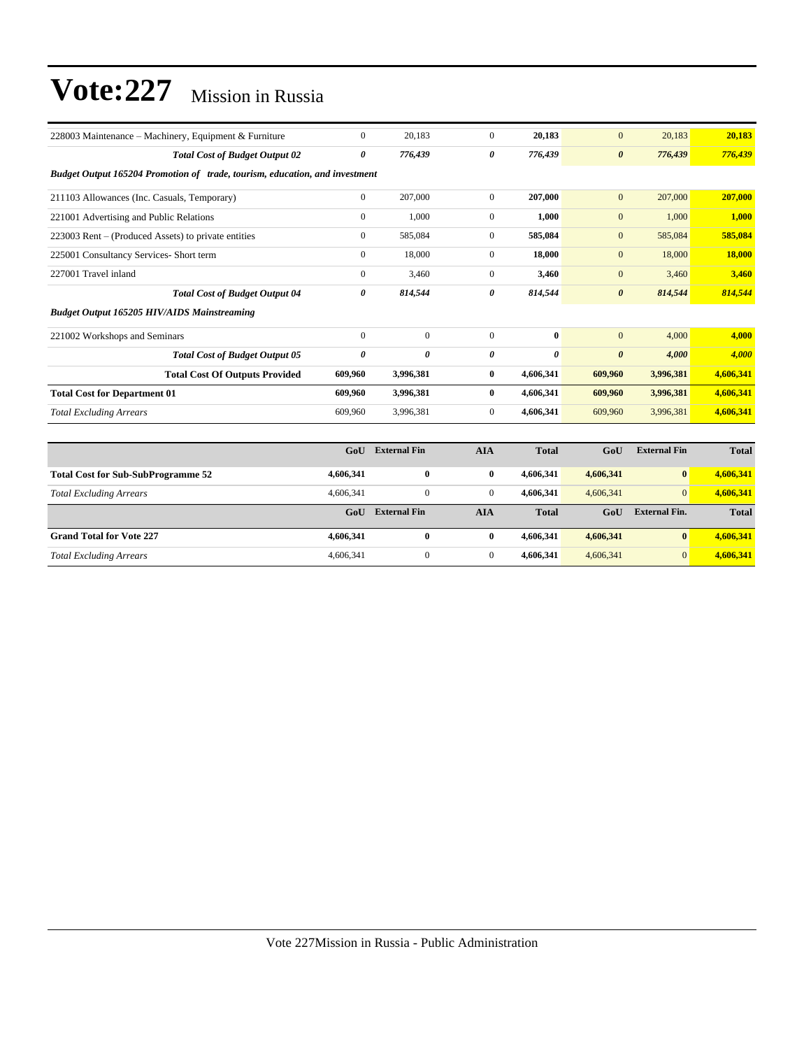# Vote:227 Mission in Russia

| | | | | | | | |
|---|---|---|---|---|---|---|---|
| 228003 Maintenance – Machinery, Equipment & Furniture | 0 | 20,183 | 0 | **20,183** | 0 | 20,183 | **20,183** |
| ***Total Cost of Budget Output 02*** | ***0*** | ***776,439*** | ***0*** | ***776,439*** | ***0*** | ***776,439*** | ***776,439*** |
| ***Budget Output 165204 Promotion of trade, tourism, education, and investment*** | | | | | | | |
| 211103 Allowances (Inc. Casuals, Temporary) | 0 | 207,000 | 0 | **207,000** | 0 | 207,000 | **207,000** |
| 221001 Advertising and Public Relations | 0 | 1,000 | 0 | **1,000** | 0 | 1,000 | **1,000** |
| 223003 Rent – (Produced Assets) to private entities | 0 | 585,084 | 0 | **585,084** | 0 | 585,084 | **585,084** |
| 225001 Consultancy Services- Short term | 0 | 18,000 | 0 | **18,000** | 0 | 18,000 | **18,000** |
| 227001 Travel inland | 0 | 3,460 | 0 | **3,460** | 0 | 3,460 | **3,460** |
| ***Total Cost of Budget Output 04*** | ***0*** | ***814,544*** | ***0*** | ***814,544*** | ***0*** | ***814,544*** | ***814,544*** |
| ***Budget Output 165205 HIV/AIDS Mainstreaming*** | | | | | | | |
| 221002 Workshops and Seminars | 0 | 0 | 0 | **0** | 0 | 4,000 | **4,000** |
| ***Total Cost of Budget Output 05*** | ***0*** | ***0*** | ***0*** | ***0*** | ***0*** | ***4,000*** | ***4,000*** |
| **Total Cost Of Outputs Provided** | **609,960** | **3,996,381** | **0** | **4,606,341** | **609,960** | **3,996,381** | **4,606,341** |
| **Total Cost for Department 01** | **609,960** | **3,996,381** | **0** | **4,606,341** | **609,960** | **3,996,381** | **4,606,341** |
| *Total Excluding Arrears* | 609,960 | 3,996,381 | 0 | **4,606,341** | 609,960 | 3,996,381 | **4,606,341** |

| | GoU | External Fin | AIA | Total | GoU | External Fin | Total |
|---|---|---|---|---|---|---|---|
| **Total Cost for Sub-SubProgramme 52** | **4,606,341** | **0** | **0** | **4,606,341** | **4,606,341** | **0** | **4,606,341** |
| *Total Excluding Arrears* | 4,606,341 | 0 | 0 | **4,606,341** | 4,606,341 | 0 | **4,606,341** |

| | GoU | External Fin | AIA | Total | GoU | External Fin. | Total |
|---|---|---|---|---|---|---|---|
| **Grand Total for Vote 227** | **4,606,341** | **0** | **0** | **4,606,341** | **4,606,341** | **0** | **4,606,341** |
| *Total Excluding Arrears* | 4,606,341 | 0 | 0 | **4,606,341** | 4,606,341 | 0 | **4,606,341** |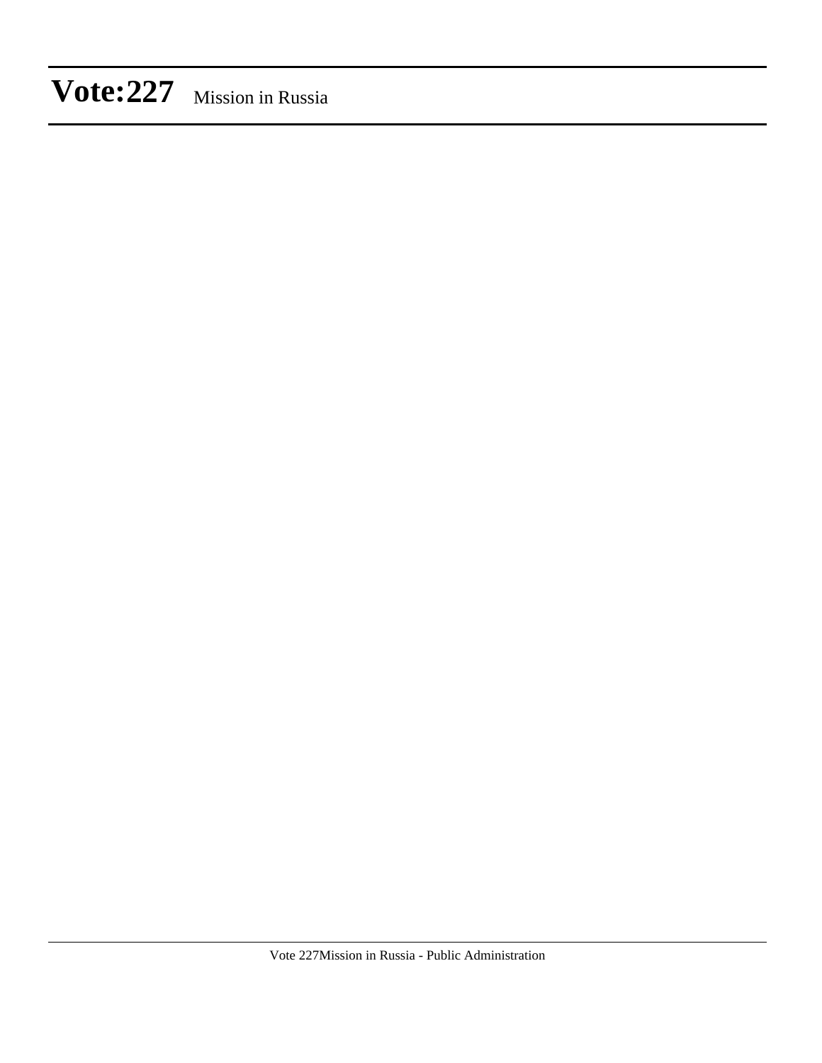# Vote:227 Mission in Russia